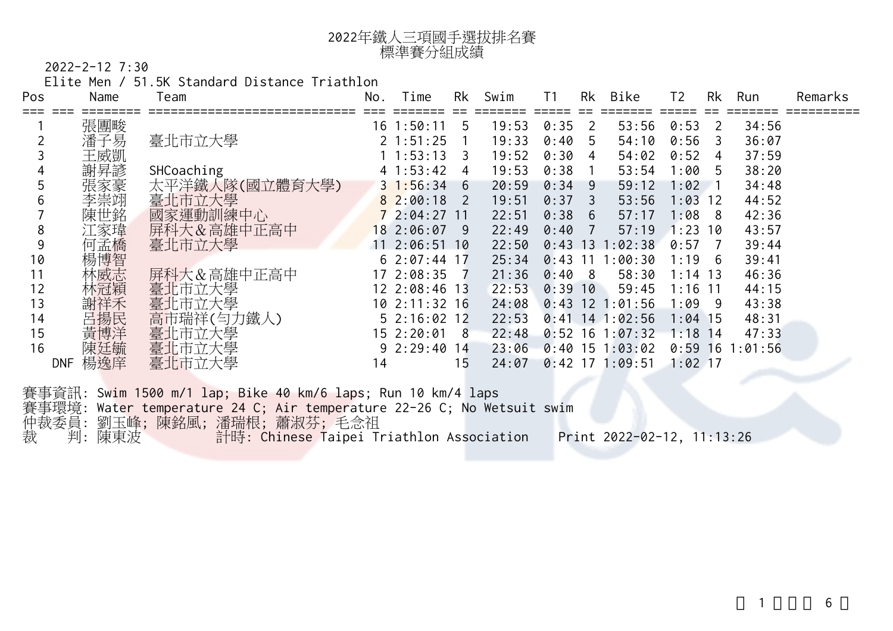# 2022年鐵人三項國手選拔排名賽
## 標準賽分組成績

2022-2-12 7:30

Elite Men / 51.5K Standard Distance Triathlon

| Pos | | Name | Team | No. | Time | Rk | Swim | T1 | Rk | Bike | T2 | Rk | Run | Remarks |
|---|---|---|---|---|---|---|---|---|---|---|---|---|---|---|
| 1 | | 張團畯 | | 16 | 1:50:11 | 5 | 19:53 | 0:35 | 2 | 53:56 | 0:53 | 2 | 34:56 | |
| 2 | | 潘子易 | 臺北市立大學 | 2 | 1:51:25 | 1 | 19:33 | 0:40 | 5 | 54:10 | 0:56 | 3 | 36:07 | |
| 3 | | 王威凱 | | 1 | 1:53:13 | 3 | 19:52 | 0:30 | 4 | 54:02 | 0:52 | 4 | 37:59 | |
| 4 | | 謝昇諺 | SHCoaching | 4 | 1:53:42 | 4 | 19:53 | 0:38 | 1 | 53:54 | 1:00 | 5 | 38:20 | |
| 5 | | 張家豪 | 太平洋鐵人隊(國立體育大學) | 3 | 1:56:34 | 6 | 20:59 | 0:34 | 9 | 59:12 | 1:02 | 1 | 34:48 | |
| 6 | | 李崇翊 | 臺北市立大學 | 8 | 2:00:18 | 2 | 19:51 | 0:37 | 3 | 53:56 | 1:03 | 12 | 44:52 | |
| 7 | | 陳世銘 | 國家運動訓練中心 | 7 | 2:04:27 | 11 | 22:51 | 0:38 | 6 | 57:17 | 1:08 | 8 | 42:36 | |
| 8 | | 江家瑋 | 屏科大&高雄中正高中 | 18 | 2:06:07 | 9 | 22:49 | 0:40 | 7 | 57:19 | 1:23 | 10 | 43:57 | |
| 9 | | 何孟橋 | 臺北市立大學 | 11 | 2:06:51 | 10 | 22:50 | 0:43 | 13 | 1:02:38 | 0:57 | 7 | 39:44 | |
| 10 | | 楊博智 | | 6 | 2:07:44 | 17 | 25:34 | 0:43 | 11 | 1:00:30 | 1:19 | 6 | 39:41 | |
| 11 | | 林威志 | 屏科大&高雄中正高中 | 17 | 2:08:35 | 7 | 21:36 | 0:40 | 8 | 58:30 | 1:14 | 13 | 46:36 | |
| 12 | | 林冠穎 | 臺北市立大學 | 12 | 2:08:46 | 13 | 22:53 | 0:39 | 10 | 59:45 | 1:16 | 11 | 44:15 | |
| 13 | | 謝祥禾 | 臺北市立大學 | 10 | 2:11:32 | 16 | 24:08 | 0:43 | 12 | 1:01:56 | 1:09 | 9 | 43:38 | |
| 14 | | 呂揚民 | 高市瑞祥(勻力鐵人) | 5 | 2:16:02 | 12 | 22:53 | 0:41 | 14 | 1:02:56 | 1:04 | 15 | 48:31 | |
| 15 | | 黃博洋 | 臺北市立大學 | 15 | 2:20:01 | 8 | 22:48 | 0:52 | 16 | 1:07:32 | 1:18 | 14 | 47:33 | |
| 16 | | 陳廷毓 | 臺北市立大學 | 9 | 2:29:40 | 14 | 23:06 | 0:40 | 15 | 1:03:02 | 0:59 | 16 | 1:01:56 | |
| | DNF | 楊逸庠 | 臺北市立大學 | 14 | | 15 | 24:07 | 0:42 | 17 | 1:09:51 | 1:02 | 17 | | |

賽事資訊: Swim 1500 m/1 lap; Bike 40 km/6 laps; Run 10 km/4 laps
賽事環境: Water temperature 24 C; Air temperature 22-26 C; No Wetsuit swim
仲裁委員: 劉玉峰; 陳銘風; 潘瑞根; 蕭淑芬; 毛念祖
裁　　判: 陳東波　　　計時: Chinese Taipei Triathlon Association　　Print 2022-02-12, 11:13:26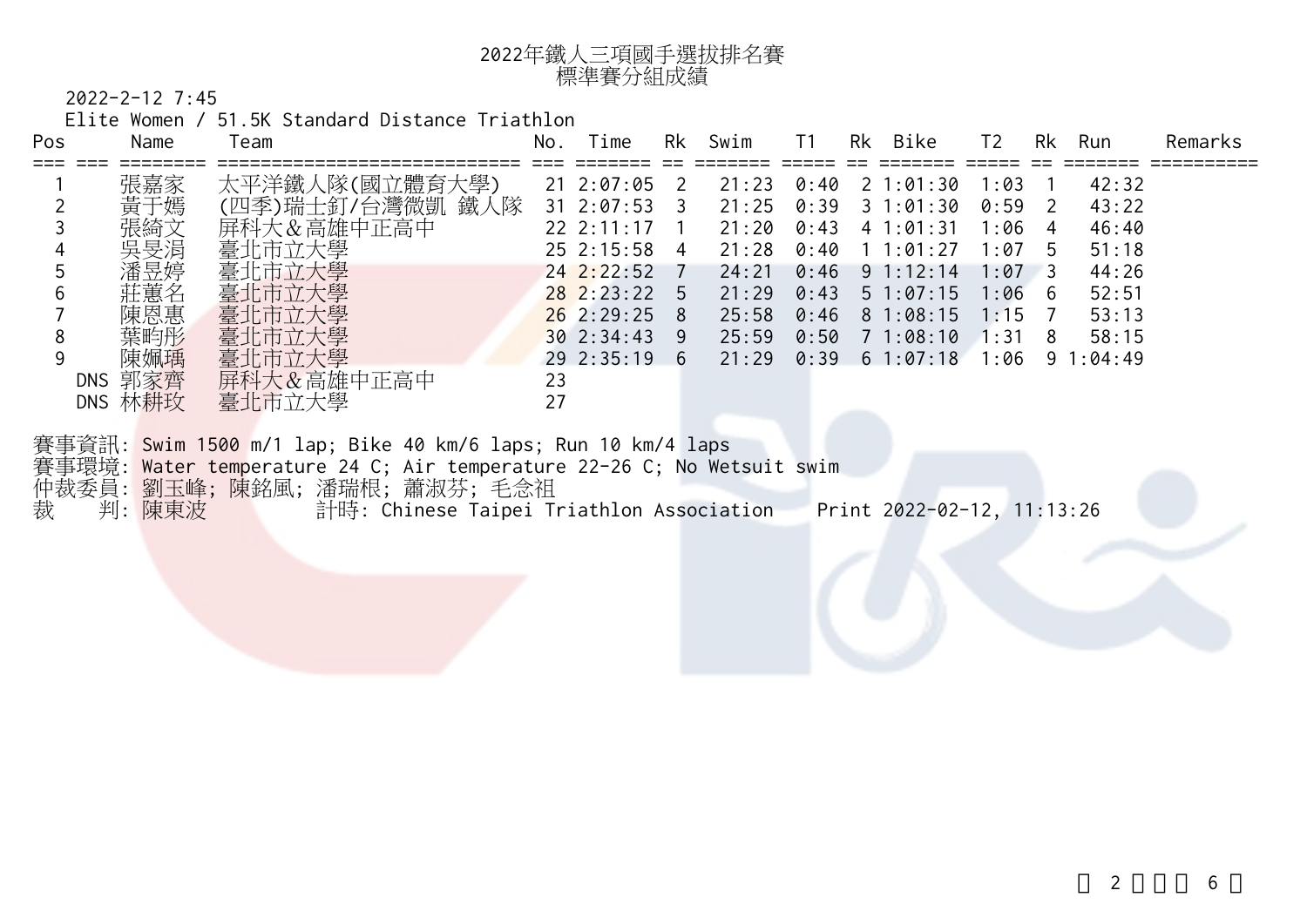# 2022年鐵人三項國手選拔排名賽
## 標準賽分組成績

2022-2-12 7:45

Elite Women / 51.5K Standard Distance Triathlon

| Pos | | Name | Team | No. | Time | Rk | Swim | T1 | Rk | Bike | T2 | Rk | Run | Remarks |
|---|---|---|---|---|---|---|---|---|---|---|---|---|---|---|
| 1 | | 張嘉家 | 太平洋鐵人隊(國立體育大學) | 21 | 2:07:05 | 2 | 21:23 | 0:40 | 2 | 1:01:30 | 1:03 | 1 | 42:32 | |
| 2 | | 黃于嫣 | (四季)瑞士釘/台灣微凱 鐵人隊 | 31 | 2:07:53 | 3 | 21:25 | 0:39 | 3 | 1:01:30 | 0:59 | 2 | 43:22 | |
| 3 | | 張綺文 | 屏科大＆高雄中正高中 | 22 | 2:11:17 | 1 | 21:20 | 0:43 | 4 | 1:01:31 | 1:06 | 4 | 46:40 | |
| 4 | | 吳旻涓 | 臺北市立大學 | 25 | 2:15:58 | 4 | 21:28 | 0:40 | 1 | 1:01:27 | 1:07 | 5 | 51:18 | |
| 5 | | 潘昱婷 | 臺北市立大學 | 24 | 2:22:52 | 7 | 24:21 | 0:46 | 9 | 1:12:14 | 1:07 | 3 | 44:26 | |
| 6 | | 莊蕙名 | 臺北市立大學 | 28 | 2:23:22 | 5 | 21:29 | 0:43 | 5 | 1:07:15 | 1:06 | 6 | 52:51 | |
| 7 | | 陳恩惠 | 臺北市立大學 | 26 | 2:29:25 | 8 | 25:58 | 0:46 | 8 | 1:08:15 | 1:15 | 7 | 53:13 | |
| 8 | | 葉畇彤 | 臺北市立大學 | 30 | 2:34:43 | 9 | 25:59 | 0:50 | 7 | 1:08:10 | 1:31 | 8 | 58:15 | |
| 9 | | 陳姵瑀 | 臺北市立大學 | 29 | 2:35:19 | 6 | 21:29 | 0:39 | 6 | 1:07:18 | 1:06 | 9 | 1:04:49 | |
| | DNS | 郭家齊 | 屏科大＆高雄中正高中 | 23 | | | | | | | | | | |
| | DNS | 林耕玫 | 臺北市立大學 | 27 | | | | | | | | | | |

賽事資訊: Swim 1500 m/1 lap; Bike 40 km/6 laps; Run 10 km/4 laps

賽事環境: Water temperature 24 C; Air temperature 22-26 C; No Wetsuit swim

仲裁委員: 劉玉峰; 陳銘風; 潘瑞根; 蕭淑芬; 毛念祖

裁　判: 陳東波　　計時: Chinese Taipei Triathlon Association　　Print 2022-02-12, 11:13:26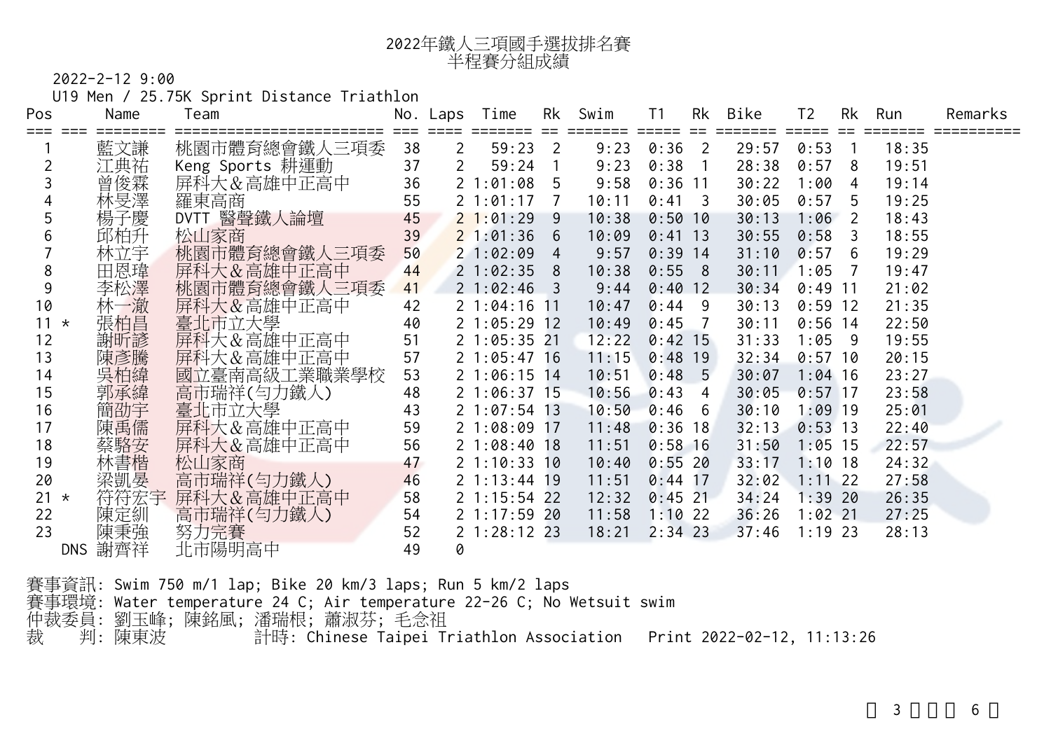# 2022年鐵人三項國手選拔排名賽
## 半程賽分組成績

2022-2-12 9:00

U19 Men / 25.75K Sprint Distance Triathlon

| Pos | | Name | Team | No. | Laps | Time | Rk | Swim | T1 | Rk | Bike | T2 | Rk | Run | Remarks |
|---|---|---|---|---|---|---|---|---|---|---|---|---|---|---|---|
| 1 | | 藍文謙 | 桃園市體育總會鐵人三項委 | 38 | 2 | 59:23 | 2 | 9:23 | 0:36 | 2 | 29:57 | 0:53 | 1 | 18:35 | |
| 2 | | 江典祐 | Keng Sports 耕運動 | 37 | 2 | 59:24 | 1 | 9:23 | 0:38 | 1 | 28:38 | 0:57 | 8 | 19:51 | |
| 3 | | 曾俊霖 | 屏科大&高雄中正高中 | 36 | 2 | 1:01:08 | 5 | 9:58 | 0:36 | 11 | 30:22 | 1:00 | 4 | 19:14 | |
| 4 | | 林旻澤 | 羅東高商 | 55 | 2 | 1:01:17 | 7 | 10:11 | 0:41 | 3 | 30:05 | 0:57 | 5 | 19:25 | |
| 5 | | 楊子慶 | DVTT 醫聲鐵人論壇 | 45 | 2 | 1:01:29 | 9 | 10:38 | 0:50 | 10 | 30:13 | 1:06 | 2 | 18:43 | |
| 6 | | 邱柏升 | 松山家商 | 39 | 2 | 1:01:36 | 6 | 10:09 | 0:41 | 13 | 30:55 | 0:58 | 3 | 18:55 | |
| 7 | | 林立宇 | 桃園市體育總會鐵人三項委 | 50 | 2 | 1:02:09 | 4 | 9:57 | 0:39 | 14 | 31:10 | 0:57 | 6 | 19:29 | |
| 8 | | 田恩瑋 | 屏科大&高雄中正高中 | 44 | 2 | 1:02:35 | 8 | 10:38 | 0:55 | 8 | 30:11 | 1:05 | 7 | 19:47 | |
| 9 | | 李松澤 | 桃園市體育總會鐵人三項委 | 41 | 2 | 1:02:46 | 3 | 9:44 | 0:40 | 12 | 30:34 | 0:49 | 11 | 21:02 | |
| 10 | | 林一澈 | 屏科大&高雄中正高中 | 42 | 2 | 1:04:16 | 11 | 10:47 | 0:44 | 9 | 30:13 | 0:59 | 12 | 21:35 | |
| 11 | * | 張柏昌 | 臺北市立大學 | 40 | 2 | 1:05:29 | 12 | 10:49 | 0:45 | 7 | 30:11 | 0:56 | 14 | 22:50 | |
| 12 | | 謝昕諺 | 屏科大&高雄中正高中 | 51 | 2 | 1:05:35 | 21 | 12:22 | 0:42 | 15 | 31:33 | 1:05 | 9 | 19:55 | |
| 13 | | 陳彥騰 | 屏科大&高雄中正高中 | 57 | 2 | 1:05:47 | 16 | 11:15 | 0:48 | 19 | 32:34 | 0:57 | 10 | 20:15 | |
| 14 | | 吳柏緯 | 國立臺南高級工業職業學校 | 53 | 2 | 1:06:15 | 14 | 10:51 | 0:48 | 5 | 30:07 | 1:04 | 16 | 23:27 | |
| 15 | | 郭承緯 | 高市瑞祥(匀力鐵人) | 48 | 2 | 1:06:37 | 15 | 10:56 | 0:43 | 4 | 30:05 | 0:57 | 17 | 23:58 | |
| 16 | | 簡劭宇 | 臺北市立大學 | 43 | 2 | 1:07:54 | 13 | 10:50 | 0:46 | 6 | 30:10 | 1:09 | 19 | 25:01 | |
| 17 | | 陳禹儒 | 屏科大&高雄中正高中 | 59 | 2 | 1:08:09 | 17 | 11:48 | 0:36 | 18 | 32:13 | 0:53 | 13 | 22:40 | |
| 18 | | 蔡駱安 | 屏科大&高雄中正高中 | 56 | 2 | 1:08:40 | 18 | 11:51 | 0:58 | 16 | 31:50 | 1:05 | 15 | 22:57 | |
| 19 | | 林書楷 | 松山家商 | 47 | 2 | 1:10:33 | 10 | 10:40 | 0:55 | 20 | 33:17 | 1:10 | 18 | 24:32 | |
| 20 | | 梁凱晏 | 高市瑞祥(匀力鐵人) | 46 | 2 | 1:13:44 | 19 | 11:51 | 0:44 | 17 | 32:02 | 1:11 | 22 | 27:58 | |
| 21 | * | 符符宏宇 | 屏科大&高雄中正高中 | 58 | 2 | 1:15:54 | 22 | 12:32 | 0:45 | 21 | 34:24 | 1:39 | 20 | 26:35 | |
| 22 | | 陳定絅 | 高市瑞祥(匀力鐵人) | 54 | 2 | 1:17:59 | 20 | 11:58 | 1:10 | 22 | 36:26 | 1:02 | 21 | 27:25 | |
| 23 | | 陳秉強 | 努力完賽 | 52 | 2 | 1:28:12 | 23 | 18:21 | 2:34 | 23 | 37:46 | 1:19 | 23 | 28:13 | |
| | DNS | 謝齊祥 | 北市陽明高中 | 49 | 0 | | | | | | | | | | |

賽事資訊: Swim 750 m/1 lap; Bike 20 km/3 laps; Run 5 km/2 laps

賽事環境: Water temperature 24 C; Air temperature 22-26 C; No Wetsuit swim

仲裁委員: 劉玉峰; 陳銘風; 潘瑞根; 蕭淑芬; 毛念祖

裁　　判: 陳東波　　　計時: Chinese Taipei Triathlon Association　　Print 2022-02-12, 11:13:26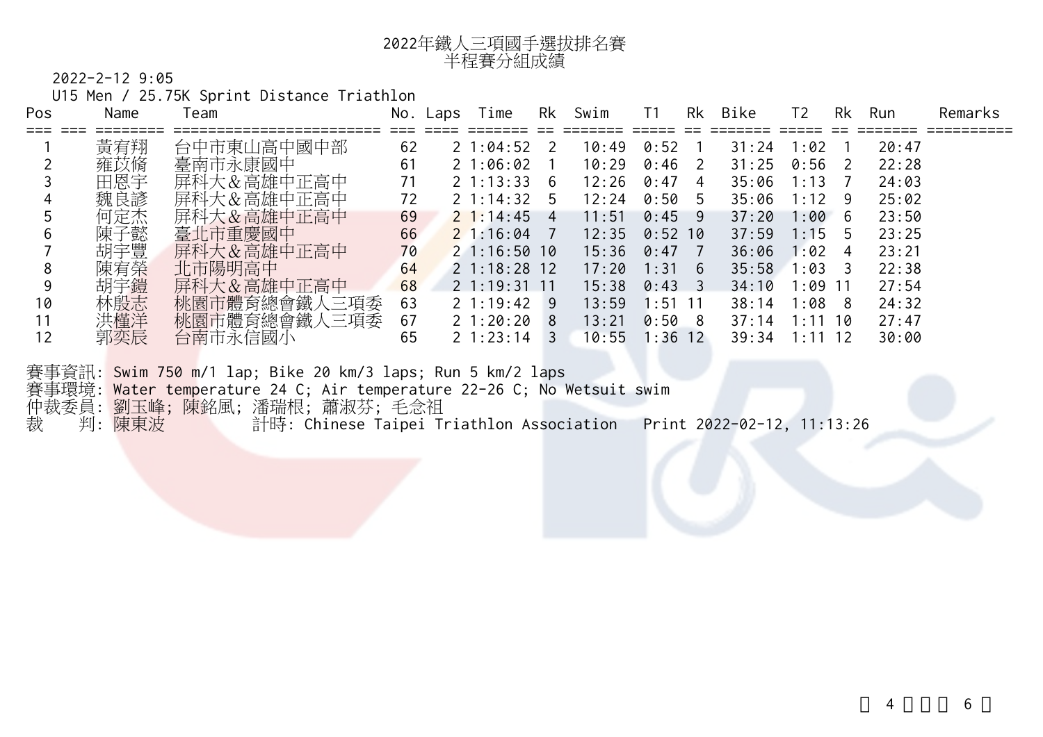# 2022年鐵人三項國手選拔排名賽
## 半程賽分組成績

2022-2-12 9:05

U15 Men / 25.75K Sprint Distance Triathlon

| Pos | Name | Team | No. | Laps | Time | Rk | Swim | T1 | Rk | Bike | T2 | Rk | Run | Remarks |
|---|---|---|---|---|---|---|---|---|---|---|---|---|---|---|
| 1 | 黃宥翔 | 台中市東山高中國中部 | 62 | 2 | 1:04:52 | 2 | 10:49 | 0:52 | 1 | 31:24 | 1:02 | 1 | 20:47 | |
| 2 | 雍苡脩 | 臺南市永康國中 | 61 | 2 | 1:06:02 | 1 | 10:29 | 0:46 | 2 | 31:25 | 0:56 | 2 | 22:28 | |
| 3 | 田恩宇 | 屏科大&高雄中正高中 | 71 | 2 | 1:13:33 | 6 | 12:26 | 0:47 | 4 | 35:06 | 1:13 | 7 | 24:03 | |
| 4 | 魏良諺 | 屏科大&高雄中正高中 | 72 | 2 | 1:14:32 | 5 | 12:24 | 0:50 | 5 | 35:06 | 1:12 | 9 | 25:02 | |
| 5 | 何定杰 | 屏科大&高雄中正高中 | 69 | 2 | 1:14:45 | 4 | 11:51 | 0:45 | 9 | 37:20 | 1:00 | 6 | 23:50 | |
| 6 | 陳子懿 | 臺北市重慶國中 | 66 | 2 | 1:16:04 | 7 | 12:35 | 0:52 | 10 | 37:59 | 1:15 | 5 | 23:25 | |
| 7 | 胡宇豐 | 屏科大&高雄中正高中 | 70 | 2 | 1:16:50 | 10 | 15:36 | 0:47 | 7 | 36:06 | 1:02 | 4 | 23:21 | |
| 8 | 陳宥榮 | 北市陽明高中 | 64 | 2 | 1:18:28 | 12 | 17:20 | 1:31 | 6 | 35:58 | 1:03 | 3 | 22:38 | |
| 9 | 胡宇鎧 | 屏科大&高雄中正高中 | 68 | 2 | 1:19:31 | 11 | 15:38 | 0:43 | 3 | 34:10 | 1:09 | 11 | 27:54 | |
| 10 | 林殷志 | 桃園市體育總會鐵人三項委 | 63 | 2 | 1:19:42 | 9 | 13:59 | 1:51 | 11 | 38:14 | 1:08 | 8 | 24:32 | |
| 11 | 洪權洋 | 桃園市體育總會鐵人三項委 | 67 | 2 | 1:20:20 | 8 | 13:21 | 0:50 | 8 | 37:14 | 1:11 | 10 | 27:47 | |
| 12 | 郭奕辰 | 台南市永信國小 | 65 | 2 | 1:23:14 | 3 | 10:55 | 1:36 | 12 | 39:34 | 1:11 | 12 | 30:00 | |

賽事資訊: Swim 750 m/1 lap; Bike 20 km/3 laps; Run 5 km/2 laps

賽事環境: Water temperature 24 C; Air temperature 22-26 C; No Wetsuit swim

仲裁委員: 劉玉峰; 陳銘風; 潘瑞根; 蕭淑芬; 毛念祖

裁　判: 陳東波　　計時: Chinese Taipei Triathlon Association　Print 2022-02-12, 11:13:26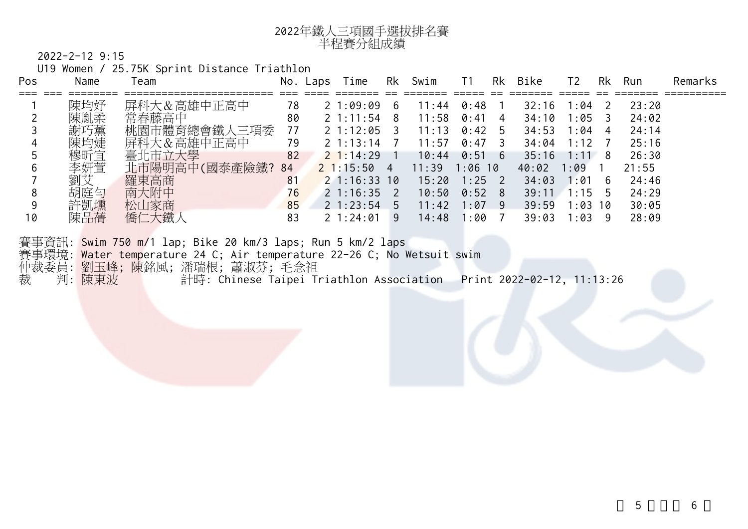# 2022年鐵人三項國手選拔排名賽
## 半程賽分組成績

2022-2-12 9:15

U19 Women / 25.75K Sprint Distance Triathlon

| Pos | Name | Team | No. | Laps | Time | Rk | Swim | T1 | Rk | Bike | T2 | Rk | Run | Remarks |
|---|---|---|---|---|---|---|---|---|---|---|---|---|---|---|
| 1 | 陳均妤 | 屏科大＆高雄中正高中 | 78 | 2 | 1:09:09 | 6 | 11:44 | 0:48 | 1 | 32:16 | 1:04 | 2 | 23:20 | |
| 2 | 陳胤柔 | 常春藤高中 | 80 | 2 | 1:11:54 | 8 | 11:58 | 0:41 | 4 | 34:10 | 1:05 | 3 | 24:02 | |
| 3 | 謝巧薰 | 桃園市體育總會鐵人三項委 | 77 | 2 | 1:12:05 | 3 | 11:13 | 0:42 | 5 | 34:53 | 1:04 | 4 | 24:14 | |
| 4 | 陳均婕 | 屏科大＆高雄中正高中 | 79 | 2 | 1:13:14 | 7 | 11:57 | 0:47 | 3 | 34:04 | 1:12 | 7 | 25:16 | |
| 5 | 穆昕宜 | 臺北市立大學 | 82 | 2 | 1:14:29 | 1 | 10:44 | 0:51 | 6 | 35:16 | 1:11 | 8 | 26:30 | |
| 6 | 李妍萱 | 北市陽明高中(國泰產險鐵? | 84 | 2 | 1:15:50 | 4 | 11:39 | 1:06 | 10 | 40:02 | 1:09 | 1 | 21:55 | |
| 7 | 劉艾 | 羅東高商 | 81 | 2 | 1:16:33 | 10 | 15:20 | 1:25 | 2 | 34:03 | 1:01 | 6 | 24:46 | |
| 8 | 胡庭勻 | 南大附中 | 76 | 2 | 1:16:35 | 2 | 10:50 | 0:52 | 8 | 39:11 | 1:15 | 5 | 24:29 | |
| 9 | 許凱壎 | 松山家商 | 85 | 2 | 1:23:54 | 5 | 11:42 | 1:07 | 9 | 39:59 | 1:03 | 10 | 30:05 | |
| 10 | 陳品蒨 | 僑仁大鐵人 | 83 | 2 | 1:24:01 | 9 | 14:48 | 1:00 | 7 | 39:03 | 1:03 | 9 | 28:09 | |

賽事資訊: Swim 750 m/1 lap; Bike 20 km/3 laps; Run 5 km/2 laps
賽事環境: Water temperature 24 C; Air temperature 22-26 C; No Wetsuit swim
仲裁委員: 劉玉峰; 陳銘風; 潘瑞根; 蕭淑芬; 毛念祖
裁　判: 陳東波　　計時: Chinese Taipei Triathlon Association　Print 2022-02-12, 11:13:26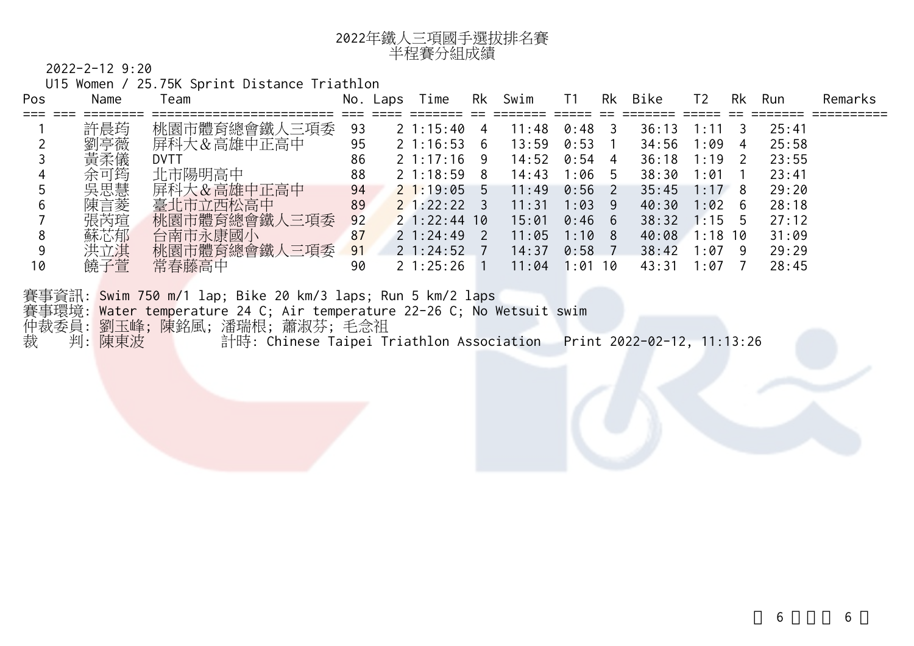# 2022年鐵人三項國手選拔排名賽

## 半程賽分組成績

2022-2-12 9:20

U15 Women / 25.75K Sprint Distance Triathlon

| Pos | Name | Team | No. | Laps | Time | Rk | Swim | T1 | Rk | Bike | T2 | Rk | Run | Remarks |
|---|---|---|---|---|---|---|---|---|---|---|---|---|---|---|
| 1 | 許晨筠 | 桃園市體育總會鐵人三項委 | 93 | 2 | 1:15:40 | 4 | 11:48 | 0:48 | 3 | 36:13 | 1:11 | 3 | 25:41 | |
| 2 | 劉亭薇 | 屏科大&高雄中正高中 | 95 | 2 | 1:16:53 | 6 | 13:59 | 0:53 | 1 | 34:56 | 1:09 | 4 | 25:58 | |
| 3 | 黃柔儀 | DVTT | 86 | 2 | 1:17:16 | 9 | 14:52 | 0:54 | 4 | 36:18 | 1:19 | 2 | 23:55 | |
| 4 | 余可筠 | 北市陽明高中 | 88 | 2 | 1:18:59 | 8 | 14:43 | 1:06 | 5 | 38:30 | 1:01 | 1 | 23:41 | |
| 5 | 吳思慧 | 屏科大&高雄中正高中 | 94 | 2 | 1:19:05 | 5 | 11:49 | 0:56 | 2 | 35:45 | 1:17 | 8 | 29:20 | |
| 6 | 陳言菱 | 臺北市立西松高中 | 89 | 2 | 1:22:22 | 3 | 11:31 | 1:03 | 9 | 40:30 | 1:02 | 6 | 28:18 | |
| 7 | 張芮瑄 | 桃園市體育總會鐵人三項委 | 92 | 2 | 1:22:44 | 10 | 15:01 | 0:46 | 6 | 38:32 | 1:15 | 5 | 27:12 | |
| 8 | 蘇芯郁 | 台南市永康國小 | 87 | 2 | 1:24:49 | 2 | 11:05 | 1:10 | 8 | 40:08 | 1:18 | 10 | 31:09 | |
| 9 | 洪立淇 | 桃園市體育總會鐵人三項委 | 91 | 2 | 1:24:52 | 7 | 14:37 | 0:58 | 7 | 38:42 | 1:07 | 9 | 29:29 | |
| 10 | 饒子萱 | 常春藤高中 | 90 | 2 | 1:25:26 | 1 | 11:04 | 1:01 | 10 | 43:31 | 1:07 | 7 | 28:45 | |

賽事資訊: Swim 750 m/1 lap; Bike 20 km/3 laps; Run 5 km/2 laps

賽事環境: Water temperature 24 C; Air temperature 22-26 C; No Wetsuit swim

仲裁委員: 劉玉峰; 陳銘風; 潘瑞根; 蕭淑芬; 毛念祖

裁　　判: 陳東波　　計時: Chinese Taipei Triathlon Association　Print 2022-02-12, 11:13:26